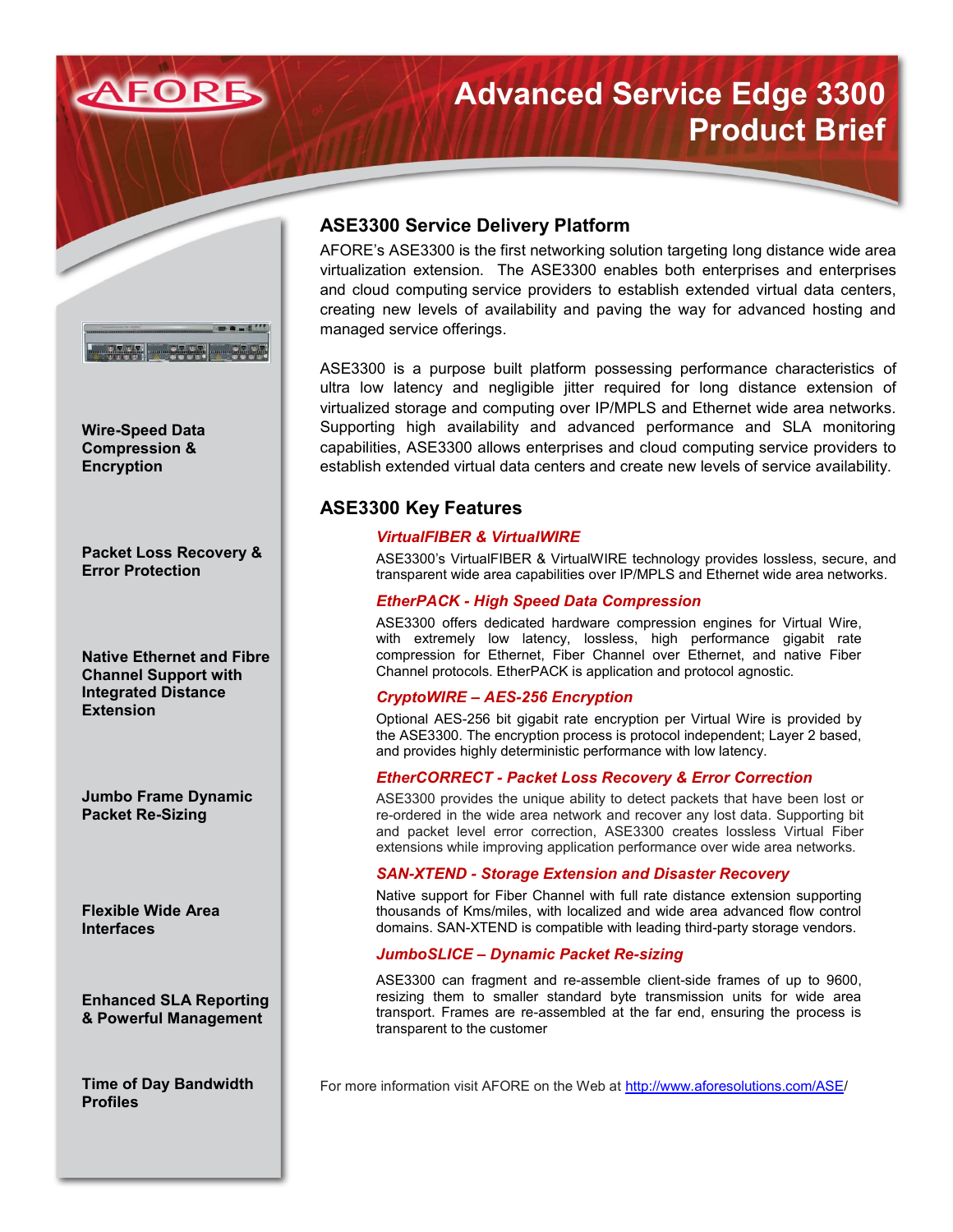AFORE

# Advanced Service Edge 3300 Product Brief

**Wire-Speed Data Compression & Encryption**

**Packet Loss Recovery & Error Protection**

**Native Ethernet and Fibre Channel Support with Integrated Distance Extension**

**Jumbo Frame Dynamic Packet Re-Sizing**

**Flexible Wide Area Interfaces**

**Enhanced SLA Reporting & Powerful Management**

**Time of Day Bandwidth Profiles**

## ASE3300 Service Delivery Platform

AFORE's ASE3300 is the first networking solution targeting long distance wide area virtualization extension. The ASE3300 enables both enterprises and enterprises and cloud computing service providers to establish extended virtual data centers, creating new levels of availability and paving the way for advanced hosting and managed service offerings.

ASE3300 is a purpose built platform possessing performance characteristics of ultra low latency and negligible jitter required for long distance extension of virtualized storage and computing over IP/MPLS and Ethernet wide area networks. Supporting high availability and advanced performance and SLA monitoring capabilities, ASE3300 allows enterprises and cloud computing service providers to establish extended virtual data centers and create new levels of service availability.

## ASE3300 Key Features

### *VirtualFIBER & VirtualWIRE*

ASE3300's VirtualFIBER & VirtualWIRE technology provides lossless, secure, and transparent wide area capabilities over IP/MPLS and Ethernet wide area networks.

### *EtherPACK - High Speed Data Compression*

ASE3300 offers dedicated hardware compression engines for Virtual Wire, with extremely low latency, lossless, high performance gigabit rate compression for Ethernet, Fiber Channel over Ethernet, and native Fiber Channel protocols. EtherPACK is application and protocol agnostic.

### *CryptoWIRE – AES-256 Encryption*

Optional AES-256 bit gigabit rate encryption per Virtual Wire is provided by the ASE3300. The encryption process is protocol independent; Layer 2 based, and provides highly deterministic performance with low latency.

### *EtherCORRECT - Packet Loss Recovery & Error Correction*

ASE3300 provides the unique ability to detect packets that have been lost or re-ordered in the wide area network and recover any lost data. Supporting bit and packet level error correction, ASE3300 creates lossless Virtual Fiber extensions while improving application performance over wide area networks.

### *SAN-XTEND - Storage Extension and Disaster Recovery*

Native support for Fiber Channel with full rate distance extension supporting thousands of Kms/miles, with localized and wide area advanced flow control domains. SAN-XTEND is compatible with leading third-party storage vendors.

### *JumboSLICE – Dynamic Packet Re-sizing*

ASE3300 can fragment and re-assemble client-side frames of up to 9600, resizing them to smaller standard byte transmission units for wide area transport. Frames are re-assembled at the far end, ensuring the process is transparent to the customer

For more information visit AFORE on the Web at http://www.aforesolutions.com/ASE/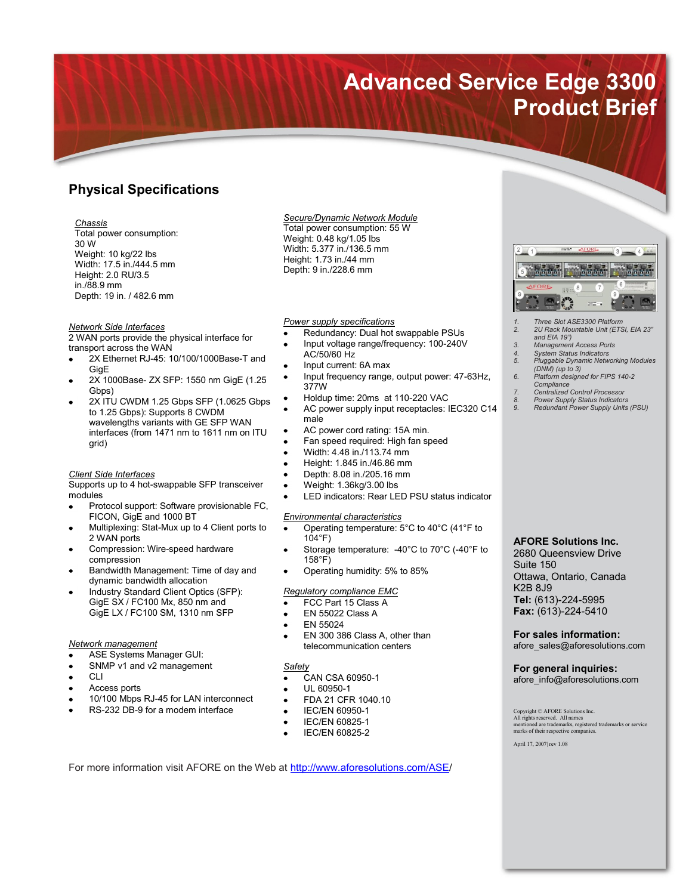# Advanced Service Edge 3300 Product Brief

## Physical Specifications

*Chassis*
Total power consumption: 30 W
Weight: 10 kg/22 lbs
Width: 17.5 in./444.5 mm
Height: 2.0 RU/3.5 in./88.9 mm
Depth: 19 in. / 482.6 mm

*Network Side Interfaces*
2 WAN ports provide the physical interface for transport across the WAN

- 2X Ethernet RJ-45: 10/100/1000Base-T and GigE
- 2X 1000Base- ZX SFP: 1550 nm GigE (1.25 Gbps)
- 2X ITU CWDM 1.25 Gbps SFP (1.0625 Gbps to 1.25 Gbps): Supports 8 CWDM wavelengths variants with GE SFP WAN interfaces (from 1471 nm to 1611 nm on ITU grid)

*Client Side Interfaces*
Supports up to 4 hot-swappable SFP transceiver modules

- Protocol support: Software provisionable FC, FICON, GigE and 1000 BT
- Multiplexing: Stat-Mux up to 4 Client ports to 2 WAN ports
- Compression: Wire-speed hardware compression
- Bandwidth Management: Time of day and dynamic bandwidth allocation
- Industry Standard Client Optics (SFP): GigE SX / FC100 Mx, 850 nm and GigE LX / FC100 SM, 1310 nm SFP

*Network management*

- ASE Systems Manager GUI:
- SNMP v1 and v2 management
- CLI
- Access ports
- 10/100 Mbps RJ-45 for LAN interconnect
- RS-232 DB-9 for a modem interface

*Secure/Dynamic Network Module*
Total power consumption: 55 W
Weight: 0.48 kg/1.05 lbs
Width: 5.377 in./136.5 mm
Height: 1.73 in./44 mm
Depth: 9 in./228.6 mm

*Power supply specifications*

- Redundancy: Dual hot swappable PSUs
- Input voltage range/frequency: 100-240V AC/50/60 Hz
- Input current: 6A max
- Input frequency range, output power: 47-63Hz, 377W
- Holdup time: 20ms at 110-220 VAC
- AC power supply input receptacles: IEC320 C14 male
- AC power cord rating: 15A min.
- Fan speed required: High fan speed
- Width: 4.48 in./113.74 mm
- Height: 1.845 in./46.86 mm
- Depth: 8.08 in./205.16 mm
- Weight: 1.36kg/3.00 lbs
- LED indicators: Rear LED PSU status indicator

*Environmental characteristics*

- Operating temperature: 5°C to 40°C (41°F to 104°F)
- Storage temperature: -40°C to 70°C (-40°F to 158°F)
- Operating humidity: 5% to 85%

*Regulatory compliance EMC*

- FCC Part 15 Class A
- EN 55022 Class A
- EN 55024
- EN 300 386 Class A, other than telecommunication centers

*Safety*

- CAN CSA 60950-1
- UL 60950-1
- FDA 21 CFR 1040.10
- IEC/EN 60950-1
- IEC/EN 60825-1
- IEC/EN 60825-2

1. *Three Slot ASE3300 Platform*
2. *2U Rack Mountable Unit (ETSI, EIA 23" and EIA 19")*
3. *Management Access Ports*
4. *System Status Indicators*
5. *Pluggable Dynamic Networking Modules (DNM) (up to 3)*
6. *Platform designed for FIPS 140-2 Compliance*
7. *Centralized Control Processor*
8. *Power Supply Status Indicators*
9. *Redundant Power Supply Units (PSU)*

**AFORE Solutions Inc.**
2680 Queensview Drive
Suite 150
Ottawa, Ontario, Canada
K2B 8J9
**Tel:** (613)-224-5995
**Fax:** (613)-224-5410

**For sales information:**
afore_sales@aforesolutions.com

**For general inquiries:**
afore_info@aforesolutions.com

Copyright © AFORE Solutions Inc. All rights reserved. All names mentioned are trademarks, registered trademarks or service marks of their respective companies.

April 17, 2007| rev 1.08

For more information visit AFORE on the Web at http://www.aforesolutions.com/ASE/